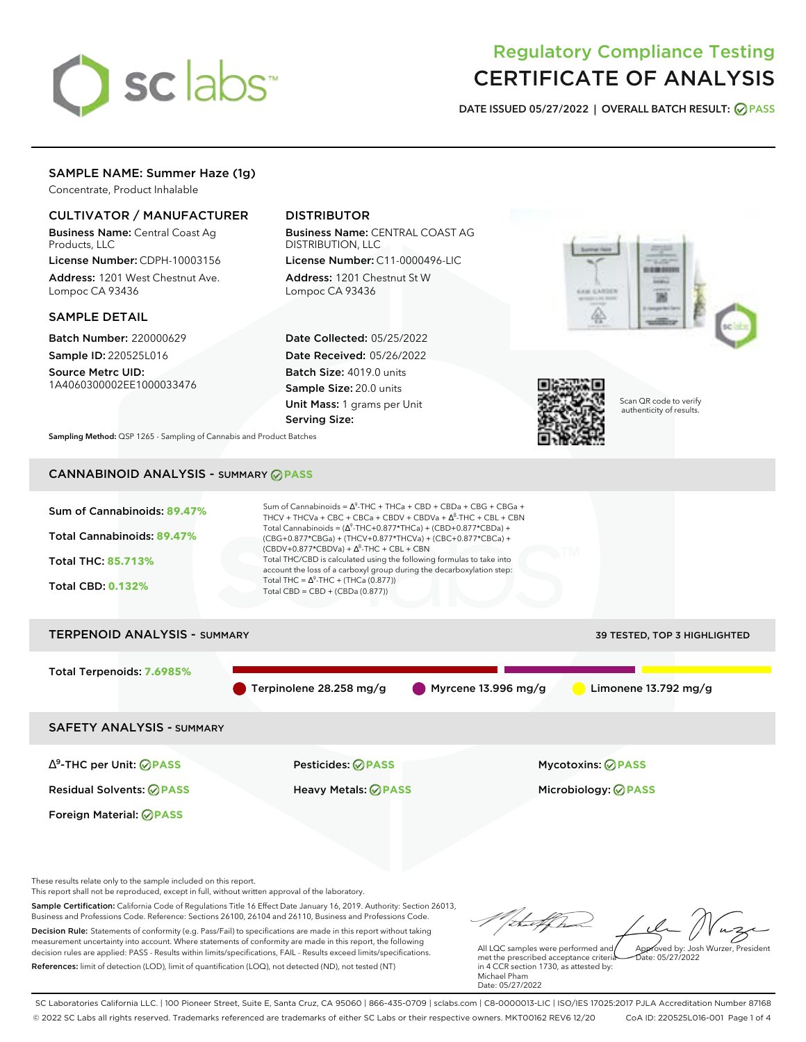# Regulatory Compliance Testing
# CERTIFICATE OF ANALYSIS

DATE ISSUED 05/27/2022 | OVERALL BATCH RESULT: PASS

## SAMPLE NAME: Summer Haze (1g)

Concentrate, Product Inhalable

### CULTIVATOR / MANUFACTURER

**Business Name:** Central Coast Ag Products, LLC

**License Number:** CDPH-10003156

**Address:** 1201 West Chestnut Ave. Lompoc CA 93436

### DISTRIBUTOR

**Business Name:** CENTRAL COAST AG DISTRIBUTION, LLC

**License Number:** C11-0000496-LIC

**Address:** 1201 Chestnut St W Lompoc CA 93436

### SAMPLE DETAIL

**Batch Number:** 220000629

**Sample ID:** 220525L016

**Source Metrc UID:** 1A4060300002EE1000033476

**Date Collected:** 05/25/2022

**Date Received:** 05/26/2022

**Batch Size:** 4019.0 units

**Sample Size:** 20.0 units

**Unit Mass:** 1 grams per Unit

**Serving Size:**

Scan QR code to verify authenticity of results.

**Sampling Method:** QSP 1265 - Sampling of Cannabis and Product Batches

## CANNABINOID ANALYSIS - SUMMARY PASS

Sum of Cannabinoids: **89.47%**

Total Cannabinoids: **89.47%**

Total THC: **85.713%**

Total CBD: **0.132%**

Sum of Cannabinoids = $\Delta^9$-THC + THCa + CBD + CBDa + CBG + CBGa + THCV + THCVa + CBC + CBCa + CBDV + CBDVa + $\Delta^8$-THC + CBL + CBN

Total Cannabinoids = ($\Delta^9$-THC+0.877*THCa) + (CBD+0.877*CBDa) + (CBG+0.877*CBGa) + (THCV+0.877*THCVa) + (CBC+0.877*CBCa) + (CBDV+0.877*CBDVa) + $\Delta^8$-THC + CBL + CBN

Total THC/CBD is calculated using the following formulas to take into account the loss of a carboxyl group during the decarboxylation step:

Total THC = $\Delta^9$-THC + (THCa (0.877))

Total CBD = CBD + (CBDa (0.877))

## TERPENOID ANALYSIS - SUMMARY

39 TESTED, TOP 3 HIGHLIGHTED

Total Terpenoids: **7.6985%**

Terpinolene 28.258 mg/g

Myrcene 13.996 mg/g

Limonene 13.792 mg/g

## SAFETY ANALYSIS - SUMMARY

$\Delta^9$-THC per Unit: PASS

Pesticides: PASS

Mycotoxins: PASS

Residual Solvents: PASS

Heavy Metals: PASS

Microbiology: PASS

Foreign Material: PASS

These results relate only to the sample included on this report.
This report shall not be reproduced, except in full, without written approval of the laboratory.

**Sample Certification:** California Code of Regulations Title 16 Effect Date January 16, 2019. Authority: Section 26013, Business and Professions Code. Reference: Sections 26100, 26104 and 26110, Business and Professions Code.

**Decision Rule:** Statements of conformity (e.g. Pass/Fail) to specifications are made in this report without taking measurement uncertainty into account. Where statements of conformity are made in this report, the following decision rules are applied: PASS - Results within limits/specifications, FAIL - Results exceed limits/specifications.

**References:** limit of detection (LOD), limit of quantification (LOQ), not detected (ND), not tested (NT)

All LQC samples were performed and met the prescribed acceptance criteria in 4 CCR section 1730, as attested by: Michael Pham
Date: 05/27/2022

Approved by: Josh Wurzer, President
Date: 05/27/2022

SC Laboratories California LLC. | 100 Pioneer Street, Suite E, Santa Cruz, CA 95060 | 866-435-0709 | sclabs.com | C8-0000013-LIC | ISO/IES 17025:2017 PJLA Accreditation Number 87168
© 2022 SC Labs all rights reserved. Trademarks referenced are trademarks of either SC Labs or their respective owners. MKT00162 REV6 12/20 CoA ID: 220525L016-001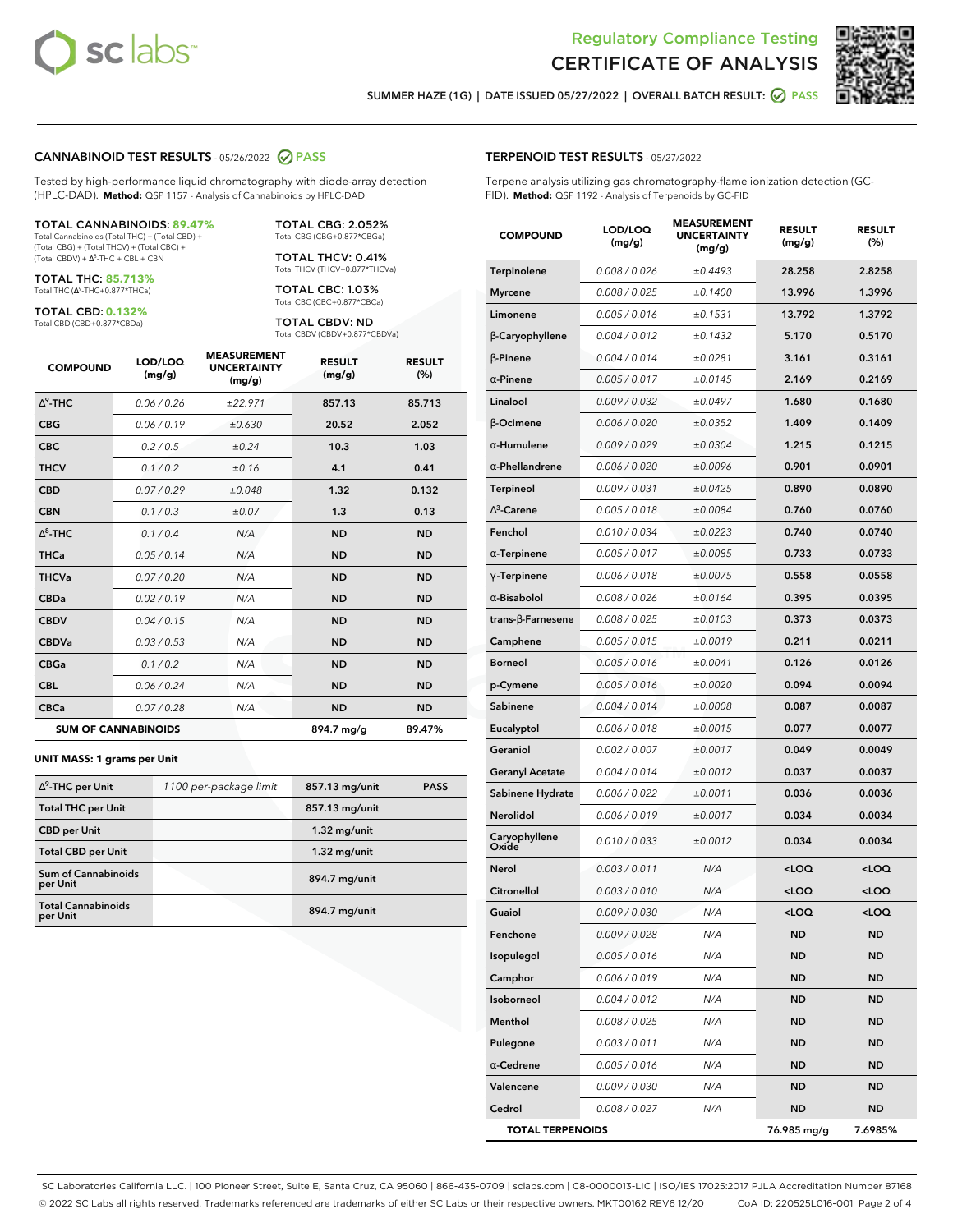## Regulatory Compliance Testing
# CERTIFICATE OF ANALYSIS

SUMMER HAZE (1G) | DATE ISSUED 05/27/2022 | OVERALL BATCH RESULT: PASS

## CANNABINOID TEST RESULTS - 05/26/2022 PASS

Tested by high-performance liquid chromatography with diode-array detection (HPLC-DAD). **Method:** QSP 1157 - Analysis of Cannabinoids by HPLC-DAD

**TOTAL CANNABINOIDS: 89.47%**
Total Cannabinoids (Total THC) + (Total CBD) + (Total CBG) + (Total THCV) + (Total CBC) + (Total CBDV) + $\Delta^8$-THC + CBL + CBN

**TOTAL THC: 85.713%**
Total THC ($\Delta^9$-THC+0.877*THCa)

**TOTAL CBD: 0.132%**
Total CBD (CBD+0.877*CBDa)

**TOTAL CBG: 2.052%**
Total CBG (CBG+0.877*CBGa)

**TOTAL THCV: 0.41%**
Total THCV (THCV+0.877*THCVa)

**TOTAL CBC: 1.03%**
Total CBC (CBC+0.877*CBCa)

**TOTAL CBDV: ND**
Total CBDV (CBDV+0.877*CBDVa)

| COMPOUND | LOD/LOQ (mg/g) | MEASUREMENT UNCERTAINTY (mg/g) | RESULT (mg/g) | RESULT (%) |
|---|---|---|---|---|
| $\Delta^9$-THC | 0.06 / 0.26 | ±22.971 | 857.13 | 85.713 |
| CBG | 0.06 / 0.19 | ±0.630 | 20.52 | 2.052 |
| CBC | 0.2 / 0.5 | ±0.24 | 10.3 | 1.03 |
| THCV | 0.1 / 0.2 | ±0.16 | 4.1 | 0.41 |
| CBD | 0.07 / 0.29 | ±0.048 | 1.32 | 0.132 |
| CBN | 0.1 / 0.3 | ±0.07 | 1.3 | 0.13 |
| $\Delta^8$-THC | 0.1 / 0.4 | N/A | ND | ND |
| THCa | 0.05 / 0.14 | N/A | ND | ND |
| THCVa | 0.07 / 0.20 | N/A | ND | ND |
| CBDa | 0.02 / 0.19 | N/A | ND | ND |
| CBDV | 0.04 / 0.15 | N/A | ND | ND |
| CBDVa | 0.03 / 0.53 | N/A | ND | ND |
| CBGa | 0.1 / 0.2 | N/A | ND | ND |
| CBL | 0.06 / 0.24 | N/A | ND | ND |
| CBCa | 0.07 / 0.28 | N/A | ND | ND |
| **SUM OF CANNABINOIDS** | | | 894.7 mg/g | 89.47% |

**UNIT MASS: 1 grams per Unit**

| | | | |
|---|---|---|---|
| $\Delta^9$-THC per Unit | 1100 per-package limit | 857.13 mg/unit | PASS |
| Total THC per Unit | | 857.13 mg/unit | |
| CBD per Unit | | 1.32 mg/unit | |
| Total CBD per Unit | | 1.32 mg/unit | |
| Sum of Cannabinoids per Unit | | 894.7 mg/unit | |
| Total Cannabinoids per Unit | | 894.7 mg/unit | |

## TERPENOID TEST RESULTS - 05/27/2022

Terpene analysis utilizing gas chromatography-flame ionization detection (GC-FID). **Method:** QSP 1192 - Analysis of Terpenoids by GC-FID

| COMPOUND | LOD/LOQ (mg/g) | MEASUREMENT UNCERTAINTY (mg/g) | RESULT (mg/g) | RESULT (%) |
|---|---|---|---|---|
| Terpinolene | 0.008 / 0.026 | ±0.4493 | 28.258 | 2.8258 |
| Myrcene | 0.008 / 0.025 | ±0.1400 | 13.996 | 1.3996 |
| Limonene | 0.005 / 0.016 | ±0.1531 | 13.792 | 1.3792 |
| β-Caryophyllene | 0.004 / 0.012 | ±0.1432 | 5.170 | 0.5170 |
| β-Pinene | 0.004 / 0.014 | ±0.0281 | 3.161 | 0.3161 |
| α-Pinene | 0.005 / 0.017 | ±0.0145 | 2.169 | 0.2169 |
| Linalool | 0.009 / 0.032 | ±0.0497 | 1.680 | 0.1680 |
| β-Ocimene | 0.006 / 0.020 | ±0.0352 | 1.409 | 0.1409 |
| α-Humulene | 0.009 / 0.029 | ±0.0304 | 1.215 | 0.1215 |
| α-Phellandrene | 0.006 / 0.020 | ±0.0096 | 0.901 | 0.0901 |
| Terpineol | 0.009 / 0.031 | ±0.0425 | 0.890 | 0.0890 |
| $\Delta^3$-Carene | 0.005 / 0.018 | ±0.0084 | 0.760 | 0.0760 |
| Fenchol | 0.010 / 0.034 | ±0.0223 | 0.740 | 0.0740 |
| α-Terpinene | 0.005 / 0.017 | ±0.0085 | 0.733 | 0.0733 |
| γ-Terpinene | 0.006 / 0.018 | ±0.0075 | 0.558 | 0.0558 |
| α-Bisabolol | 0.008 / 0.026 | ±0.0164 | 0.395 | 0.0395 |
| trans-β-Farnesene | 0.008 / 0.025 | ±0.0103 | 0.373 | 0.0373 |
| Camphene | 0.005 / 0.015 | ±0.0019 | 0.211 | 0.0211 |
| Borneol | 0.005 / 0.016 | ±0.0041 | 0.126 | 0.0126 |
| p-Cymene | 0.005 / 0.016 | ±0.0020 | 0.094 | 0.0094 |
| Sabinene | 0.004 / 0.014 | ±0.0008 | 0.087 | 0.0087 |
| Eucalyptol | 0.006 / 0.018 | ±0.0015 | 0.077 | 0.0077 |
| Geraniol | 0.002 / 0.007 | ±0.0017 | 0.049 | 0.0049 |
| Geranyl Acetate | 0.004 / 0.014 | ±0.0012 | 0.037 | 0.0037 |
| Sabinene Hydrate | 0.006 / 0.022 | ±0.0011 | 0.036 | 0.0036 |
| Nerolidol | 0.006 / 0.019 | ±0.0017 | 0.034 | 0.0034 |
| Caryophyllene Oxide | 0.010 / 0.033 | ±0.0012 | 0.034 | 0.0034 |
| Nerol | 0.003 / 0.011 | N/A | <LOQ | <LOQ |
| Citronellol | 0.003 / 0.010 | N/A | <LOQ | <LOQ |
| Guaiol | 0.009 / 0.030 | N/A | <LOQ | <LOQ |
| Fenchone | 0.009 / 0.028 | N/A | ND | ND |
| Isopulegol | 0.005 / 0.016 | N/A | ND | ND |
| Camphor | 0.006 / 0.019 | N/A | ND | ND |
| Isoborneol | 0.004 / 0.012 | N/A | ND | ND |
| Menthol | 0.008 / 0.025 | N/A | ND | ND |
| Pulegone | 0.003 / 0.011 | N/A | ND | ND |
| α-Cedrene | 0.005 / 0.016 | N/A | ND | ND |
| Valencene | 0.009 / 0.030 | N/A | ND | ND |
| Cedrol | 0.008 / 0.027 | N/A | ND | ND |
| **TOTAL TERPENOIDS** | | | 76.985 mg/g | 7.6985% |

SC Laboratories California LLC. | 100 Pioneer Street, Suite E, Santa Cruz, CA 95060 | 866-435-0709 | sclabs.com | C8-0000013-LIC | ISO/IES 17025:2017 PJLA Accreditation Number 87168
© 2022 SC Labs all rights reserved. Trademarks referenced are trademarks of either SC Labs or their respective owners. MKT00162 REV6 12/20 CoA ID: 220525L016-001